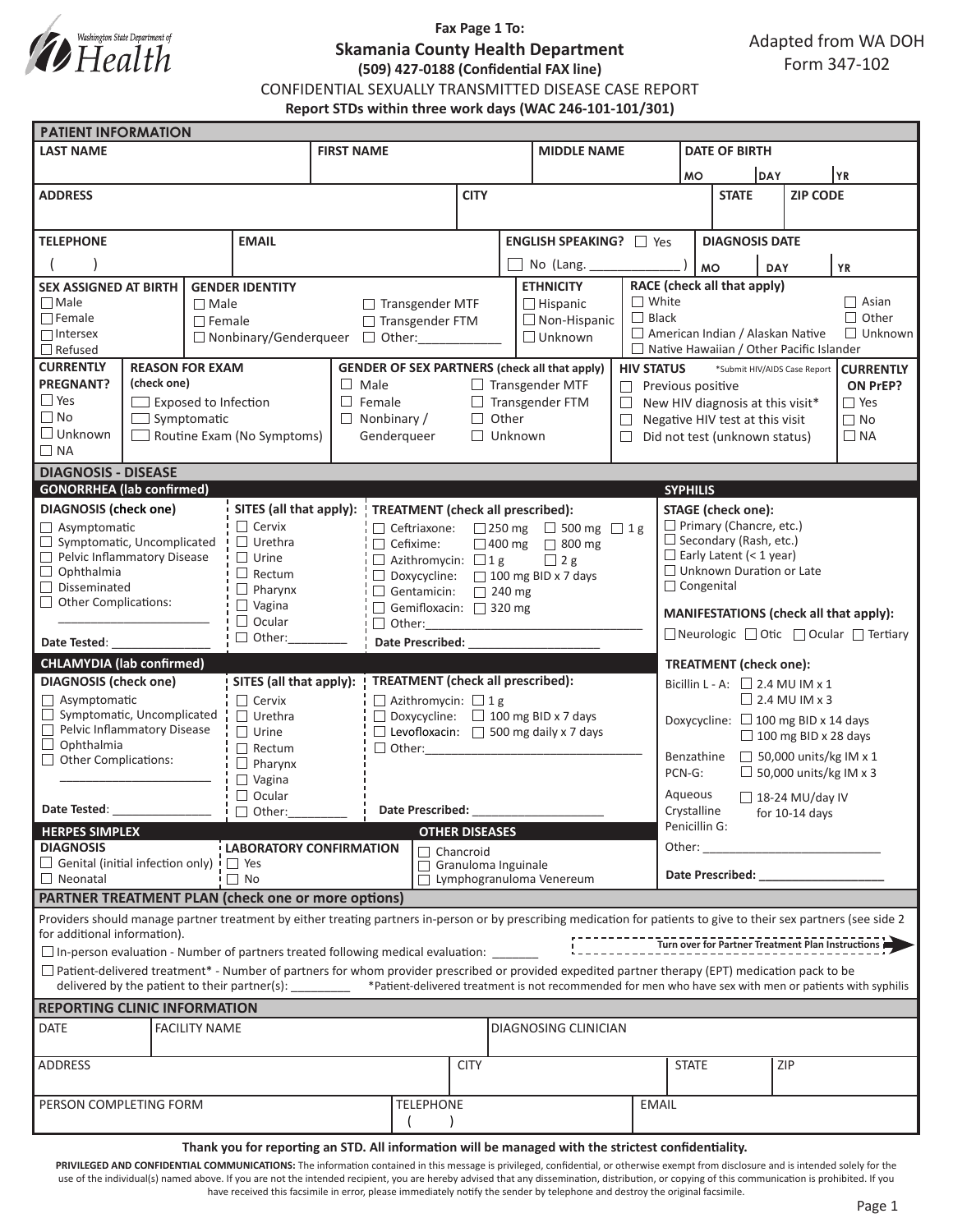Washington State Department of Health

**Fax Page 1 To:**

## Skamania County Health Department

**(509) 427-0188 (Confidential FAX line)**

Adapted from WA DOH Form 347-102

# CONFIDENTIAL SEXUALLY TRANSMITTED DISEASE CASE REPORT

**Report STDs within three work days (WAC 246-101-101/301)**

## PATIENT INFORMATION

| LAST NAME | FIRST NAME | MIDDLE NAME | DATE OF BIRTH (MO / DAY / YR) |
|---|---|---|---|
| | | | |

| ADDRESS | CITY | STATE | ZIP CODE |
|---|---|---|---|
| | | | |

| TELEPHONE | EMAIL | ENGLISH SPEAKING? | DIAGNOSIS DATE (MO / DAY / YR) |
|---|---|---|---|
| ( ) | | ☐ Yes ☐ No (Lang. ____________ ) | |

**SEX ASSIGNED AT BIRTH:** ☐ Male ☐ Female ☐ Intersex ☐ Refused

**GENDER IDENTITY:** ☐ Male ☐ Female ☐ Nonbinary/Genderqueer ☐ Transgender MTF ☐ Transgender FTM ☐ Other:___________

**ETHNICITY:** ☐ Hispanic ☐ Non-Hispanic ☐ Unknown

**RACE (check all that apply):** ☐ White ☐ Black ☐ American Indian / Alaskan Native ☐ Native Hawaiian / Other Pacific Islander ☐ Asian ☐ Other ☐ Unknown

**CURRENTLY PREGNANT?** ☐ Yes ☐ No ☐ Unknown ☐ NA

**REASON FOR EXAM (check one):** ☐ Exposed to Infection ☐ Symptomatic ☐ Routine Exam (No Symptoms)

**GENDER OF SEX PARTNERS (check all that apply):** ☐ Male ☐ Female ☐ Nonbinary / Genderqueer ☐ Transgender MTF ☐ Transgender FTM ☐ Other ☐ Unknown

**HIV STATUS** (*Submit HIV/AIDS Case Report): ☐ Previous positive ☐ New HIV diagnosis at this visit* ☐ Negative HIV test at this visit ☐ Did not test (unknown status)

**CURRENTLY ON PrEP?** ☐ Yes ☐ No ☐ NA

## DIAGNOSIS - DISEASE

### GONORRHEA (lab confirmed)

**DIAGNOSIS (check one):**
☐ Asymptomatic
☐ Symptomatic, Uncomplicated
☐ Pelvic Inflammatory Disease
☐ Ophthalmia
☐ Disseminated
☐ Other Complications: ______________________

Date Tested: _______________

**SITES (all that apply):** ☐ Cervix ☐ Urethra ☐ Urine ☐ Rectum ☐ Pharynx ☐ Vagina ☐ Ocular ☐ Other:_________

**TREATMENT (check all prescribed):**
☐ Ceftriaxone: ☐ 250 mg ☐ 500 mg ☐ 1 g
☐ Cefixime: ☐ 400 mg ☐ 800 mg
☐ Azithromycin: ☐ 1 g ☐ 2 g
☐ Doxycycline: ☐ 100 mg BID x 7 days
☐ Gentamicin: ☐ 240 mg
☐ Gemifloxacin: ☐ 320 mg
☐ Other:________________________________

Date Prescribed: ____________________

### CHLAMYDIA (lab confirmed)

**DIAGNOSIS (check one):**
☐ Asymptomatic
☐ Symptomatic, Uncomplicated
☐ Pelvic Inflammatory Disease
☐ Ophthalmia
☐ Other Complications: ______________________

Date Tested: _______________

**SITES (all that apply):** ☐ Cervix ☐ Urethra ☐ Urine ☐ Rectum ☐ Pharynx ☐ Vagina ☐ Ocular ☐ Other:_________

**TREATMENT (check all prescribed):**
☐ Azithromycin: ☐ 1 g
☐ Doxycycline: ☐ 100 mg BID x 7 days
☐ Levofloxacin: ☐ 500 mg daily x 7 days
☐ Other:________________________________

Date Prescribed: ____________________

### HERPES SIMPLEX

**DIAGNOSIS:** ☐ Genital (initial infection only) ☐ Neonatal

**LABORATORY CONFIRMATION:** ☐ Yes ☐ No

### OTHER DISEASES

☐ Chancroid
☐ Granuloma Inguinale
☐ Lymphogranuloma Venereum

### SYPHILIS

**STAGE (check one):**
☐ Primary (Chancre, etc.)
☐ Secondary (Rash, etc.)
☐ Early Latent (< 1 year)
☐ Unknown Duration or Late
☐ Congenital

**MANIFESTATIONS (check all that apply):** ☐ Neurologic ☐ Otic ☐ Ocular ☐ Tertiary

**TREATMENT (check one):**
Bicillin L - A: ☐ 2.4 MU IM x 1 ☐ 2.4 MU IM x 3
Doxycycline: ☐ 100 mg BID x 14 days ☐ 100 mg BID x 28 days
Benzathine PCN-G: ☐ 50,000 units/kg IM x 1 ☐ 50,000 units/kg IM x 3
Aqueous Crystalline Penicillin G: ☐ 18-24 MU/day IV for 10-14 days
Other: ___________________________

Date Prescribed: ___________________

## PARTNER TREATMENT PLAN (check one or more options)

Providers should manage partner treatment by either treating partners in-person or by prescribing medication for patients to give to their sex partners (see side 2 for additional information).

**Turn over for Partner Treatment Plan Instructions**

☐ In-person evaluation - Number of partners treated following medical evaluation: _______

☐ Patient-delivered treatment* - Number of partners for whom provider prescribed or provided expedited partner therapy (EPT) medication pack to be delivered by the patient to their partner(s): ________ *Patient-delivered treatment is not recommended for men who have sex with men or patients with syphilis

## REPORTING CLINIC INFORMATION

| DATE | FACILITY NAME | DIAGNOSING CLINICIAN |
|---|---|---|
| | | |

| ADDRESS | CITY | STATE | ZIP |
|---|---|---|---|
| | | | |

| PERSON COMPLETING FORM | TELEPHONE | EMAIL |
|---|---|---|
| | ( ) | |

**Thank you for reporting an STD. All information will be managed with the strictest confidentiality.**

**PRIVILEGED AND CONFIDENTIAL COMMUNICATIONS:** The information contained in this message is privileged, confidential, or otherwise exempt from disclosure and is intended solely for the use of the individual(s) named above. If you are not the intended recipient, you are hereby advised that any dissemination, distribution, or copying of this communication is prohibited. If you have received this facsimile in error, please immediately notify the sender by telephone and destroy the original facsimile.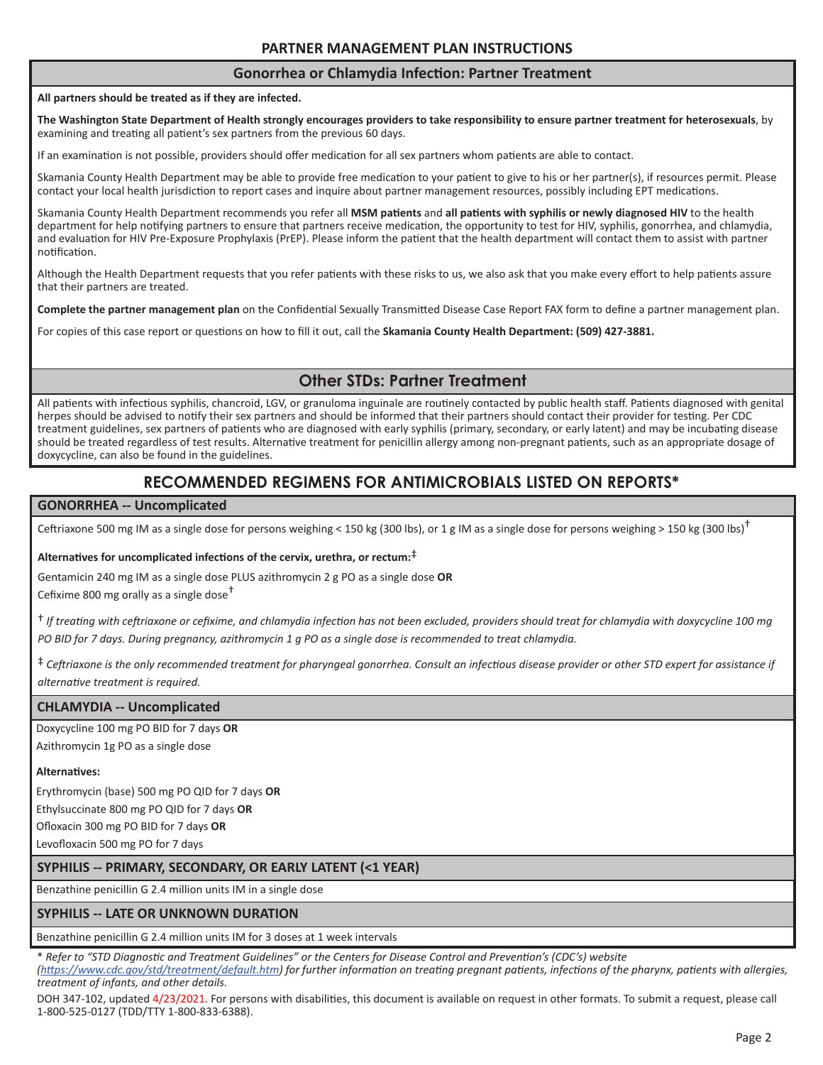## PARTNER MANAGEMENT PLAN INSTRUCTIONS

### Gonorrhea or Chlamydia Infection: Partner Treatment

**All partners should be treated as if they are infected.**

**The Washington State Department of Health strongly encourages providers to take responsibility to ensure partner treatment for heterosexuals**, by examining and treating all patient's sex partners from the previous 60 days.

If an examination is not possible, providers should offer medication for all sex partners whom patients are able to contact.

Skamania County Health Department may be able to provide free medication to your patient to give to his or her partner(s), if resources permit. Please contact your local health jurisdiction to report cases and inquire about partner management resources, possibly including EPT medications.

Skamania County Health Department recommends you refer all **MSM patients** and **all patients with syphilis or newly diagnosed HIV** to the health department for help notifying partners to ensure that partners receive medication, the opportunity to test for HIV, syphilis, gonorrhea, and chlamydia, and evaluation for HIV Pre-Exposure Prophylaxis (PrEP). Please inform the patient that the health department will contact them to assist with partner notification.

Although the Health Department requests that you refer patients with these risks to us, we also ask that you make every effort to help patients assure that their partners are treated.

**Complete the partner management plan** on the Confidential Sexually Transmitted Disease Case Report FAX form to define a partner management plan.

For copies of this case report or questions on how to fill it out, call the **Skamania County Health Department: (509) 427-3881.**

### Other STDs: Partner Treatment

All patients with infectious syphilis, chancroid, LGV, or granuloma inguinale are routinely contacted by public health staff. Patients diagnosed with genital herpes should be advised to notify their sex partners and should be informed that their partners should contact their provider for testing. Per CDC treatment guidelines, sex partners of patients who are diagnosed with early syphilis (primary, secondary, or early latent) and may be incubating disease should be treated regardless of test results. Alternative treatment for penicillin allergy among non-pregnant patients, such as an appropriate dosage of doxycycline, can also be found in the guidelines.

## RECOMMENDED REGIMENS FOR ANTIMICROBIALS LISTED ON REPORTS*

### GONORRHEA -- Uncomplicated

Ceftriaxone 500 mg IM as a single dose for persons weighing < 150 kg (300 lbs), or 1 g IM as a single dose for persons weighing > 150 kg (300 lbs)†

**Alternatives for uncomplicated infections of the cervix, urethra, or rectum:‡**

Gentamicin 240 mg IM as a single dose PLUS azithromycin 2 g PO as a single dose **OR**

Cefixime 800 mg orally as a single dose†

† *If treating with ceftriaxone or cefixime, and chlamydia infection has not been excluded, providers should treat for chlamydia with doxycycline 100 mg PO BID for 7 days. During pregnancy, azithromycin 1 g PO as a single dose is recommended to treat chlamydia.*

‡ *Ceftriaxone is the only recommended treatment for pharyngeal gonorrhea. Consult an infectious disease provider or other STD expert for assistance if alternative treatment is required.*

### CHLAMYDIA -- Uncomplicated

Doxycycline 100 mg PO BID for 7 days **OR**

Azithromycin 1g PO as a single dose

**Alternatives:**

Erythromycin (base) 500 mg PO QID for 7 days **OR**

Ethylsuccinate 800 mg PO QID for 7 days **OR**

Ofloxacin 300 mg PO BID for 7 days **OR**

Levofloxacin 500 mg PO for 7 days

### SYPHILIS -- PRIMARY, SECONDARY, OR EARLY LATENT (<1 YEAR)

Benzathine penicillin G 2.4 million units IM in a single dose

### SYPHILIS -- LATE OR UNKNOWN DURATION

Benzathine penicillin G 2.4 million units IM for 3 doses at 1 week intervals

* *Refer to "STD Diagnostic and Treatment Guidelines" or the Centers for Disease Control and Prevention's (CDC's) website (https://www.cdc.gov/std/treatment/default.htm) for further information on treating pregnant patients, infections of the pharynx, patients with allergies, treatment of infants, and other details.*

DOH 347-102, updated 4/23/2021. For persons with disabilities, this document is available on request in other formats. To submit a request, please call 1-800-525-0127 (TDD/TTY 1-800-833-6388).